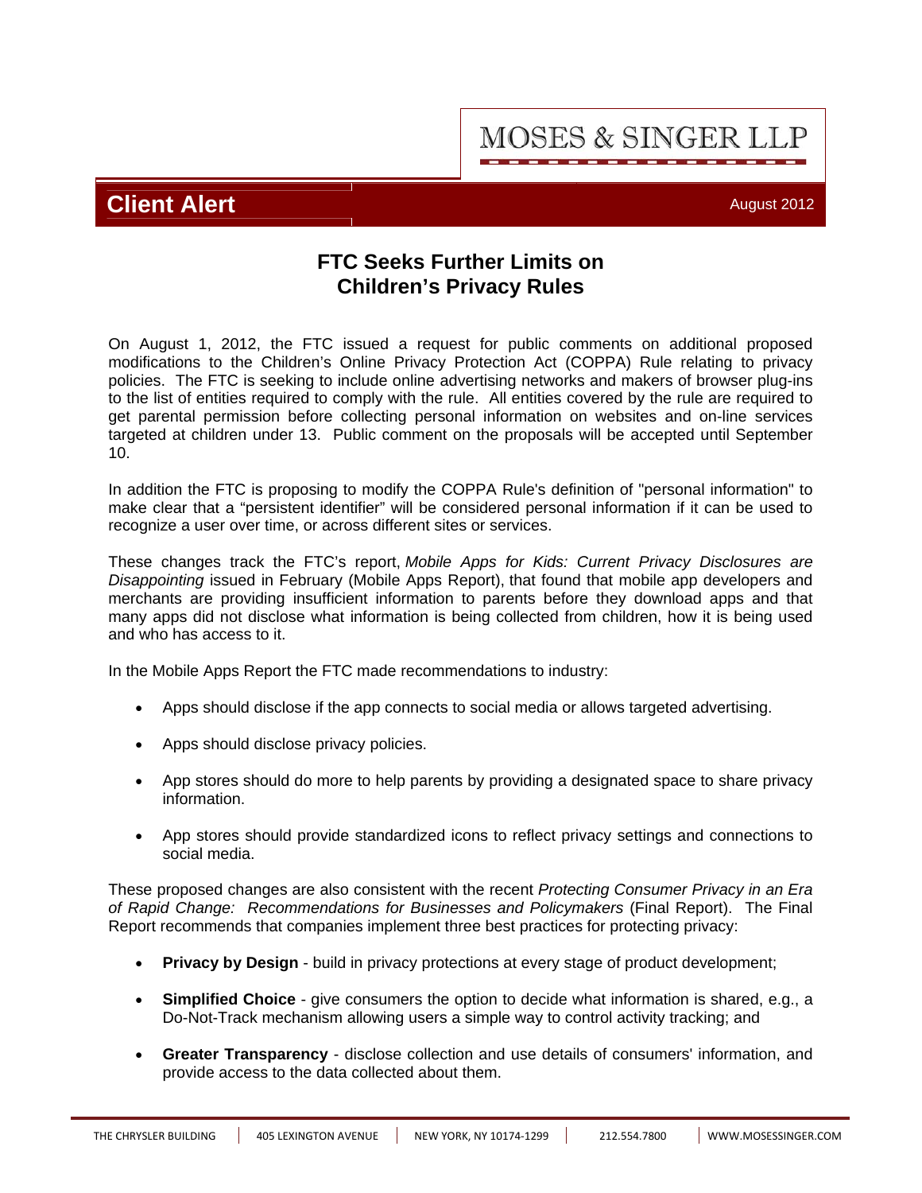MOSES & SINGER LLP

**Client Alert**

August 2012

# FTC Seeks Further Limits on Children's Privacy Rules

On August 1, 2012, the FTC issued a request for public comments on additional proposed modifications to the Children's Online Privacy Protection Act (COPPA) Rule relating to privacy policies. The FTC is seeking to include online advertising networks and makers of browser plug-ins to the list of entities required to comply with the rule. All entities covered by the rule are required to get parental permission before collecting personal information on websites and on-line services targeted at children under 13. Public comment on the proposals will be accepted until September 10.

In addition the FTC is proposing to modify the COPPA Rule's definition of "personal information" to make clear that a "persistent identifier" will be considered personal information if it can be used to recognize a user over time, or across different sites or services.

These changes track the FTC's report, *Mobile Apps for Kids: Current Privacy Disclosures are Disappointing* issued in February (Mobile Apps Report), that found that mobile app developers and merchants are providing insufficient information to parents before they download apps and that many apps did not disclose what information is being collected from children, how it is being used and who has access to it.

In the Mobile Apps Report the FTC made recommendations to industry:

- Apps should disclose if the app connects to social media or allows targeted advertising.
- Apps should disclose privacy policies.
- App stores should do more to help parents by providing a designated space to share privacy information.
- App stores should provide standardized icons to reflect privacy settings and connections to social media.

These proposed changes are also consistent with the recent *Protecting Consumer Privacy in an Era of Rapid Change: Recommendations for Businesses and Policymakers* (Final Report). The Final Report recommends that companies implement three best practices for protecting privacy:

- **Privacy by Design** - build in privacy protections at every stage of product development;
- **Simplified Choice** - give consumers the option to decide what information is shared, e.g., a Do-Not-Track mechanism allowing users a simple way to control activity tracking; and
- **Greater Transparency** - disclose collection and use details of consumers' information, and provide access to the data collected about them.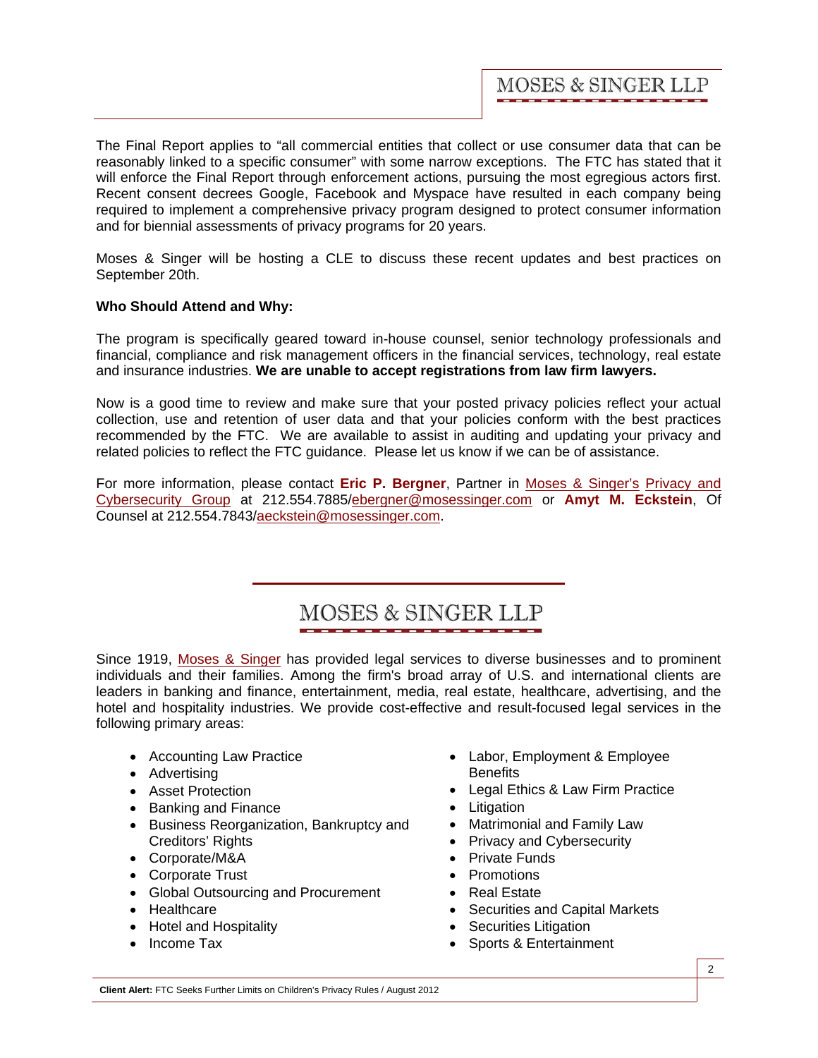The Final Report applies to "all commercial entities that collect or use consumer data that can be reasonably linked to a specific consumer" with some narrow exceptions. The FTC has stated that it will enforce the Final Report through enforcement actions, pursuing the most egregious actors first. Recent consent decrees Google, Facebook and Myspace have resulted in each company being required to implement a comprehensive privacy program designed to protect consumer information and for biennial assessments of privacy programs for 20 years.

Moses & Singer will be hosting a CLE to discuss these recent updates and best practices on September 20th.

**Who Should Attend and Why:**

The program is specifically geared toward in-house counsel, senior technology professionals and financial, compliance and risk management officers in the financial services, technology, real estate and insurance industries. **We are unable to accept registrations from law firm lawyers.**

Now is a good time to review and make sure that your posted privacy policies reflect your actual collection, use and retention of user data and that your policies conform with the best practices recommended by the FTC. We are available to assist in auditing and updating your privacy and related policies to reflect the FTC guidance. Please let us know if we can be of assistance.

For more information, please contact **Eric P. Bergner**, Partner in Moses & Singer's Privacy and Cybersecurity Group at 212.554.7885/ebergner@mosessinger.com or **Amyt M. Eckstein**, Of Counsel at 212.554.7843/aeckstein@mosessinger.com.

## MOSES & SINGER LLP

Since 1919, Moses & Singer has provided legal services to diverse businesses and to prominent individuals and their families. Among the firm's broad array of U.S. and international clients are leaders in banking and finance, entertainment, media, real estate, healthcare, advertising, and the hotel and hospitality industries. We provide cost-effective and result-focused legal services in the following primary areas:

- Accounting Law Practice
- Advertising
- Asset Protection
- Banking and Finance
- Business Reorganization, Bankruptcy and Creditors' Rights
- Corporate/M&A
- Corporate Trust
- Global Outsourcing and Procurement
- Healthcare
- Hotel and Hospitality
- Income Tax
- Labor, Employment & Employee Benefits
- Legal Ethics & Law Firm Practice
- Litigation
- Matrimonial and Family Law
- Privacy and Cybersecurity
- Private Funds
- Promotions
- Real Estate
- Securities and Capital Markets
- Securities Litigation
- Sports & Entertainment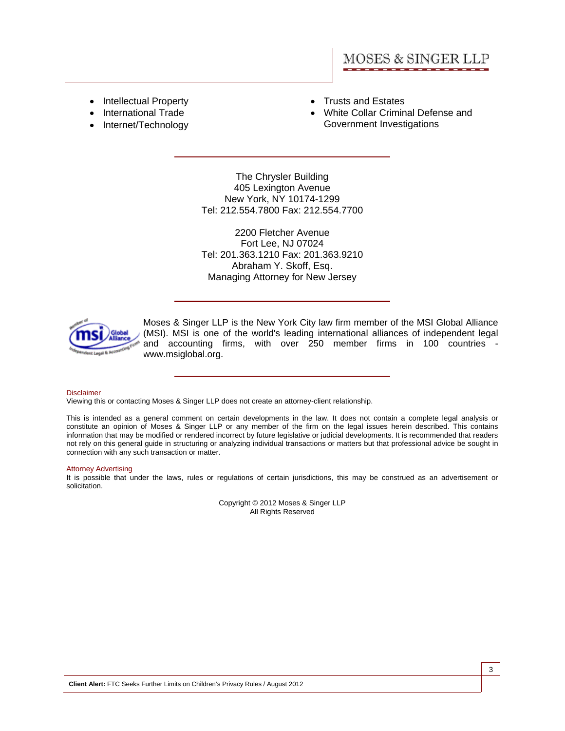- Intellectual Property
- International Trade
- Internet/Technology
- Trusts and Estates
- White Collar Criminal Defense and Government Investigations

The Chrysler Building
405 Lexington Avenue
New York, NY 10174-1299
Tel: 212.554.7800 Fax: 212.554.7700

2200 Fletcher Avenue
Fort Lee, NJ 07024
Tel: 201.363.1210 Fax: 201.363.9210
Abraham Y. Skoff, Esq.
Managing Attorney for New Jersey

Moses & Singer LLP is the New York City law firm member of the MSI Global Alliance (MSI). MSI is one of the world's leading international alliances of independent legal and accounting firms, with over 250 member firms in 100 countries - www.msiglobal.org.

Disclaimer
Viewing this or contacting Moses & Singer LLP does not create an attorney-client relationship.

This is intended as a general comment on certain developments in the law. It does not contain a complete legal analysis or constitute an opinion of Moses & Singer LLP or any member of the firm on the legal issues herein described. This contains information that may be modified or rendered incorrect by future legislative or judicial developments. It is recommended that readers not rely on this general guide in structuring or analyzing individual transactions or matters but that professional advice be sought in connection with any such transaction or matter.

Attorney Advertising
It is possible that under the laws, rules or regulations of certain jurisdictions, this may be construed as an advertisement or solicitation.

Copyright © 2012 Moses & Singer LLP
All Rights Reserved